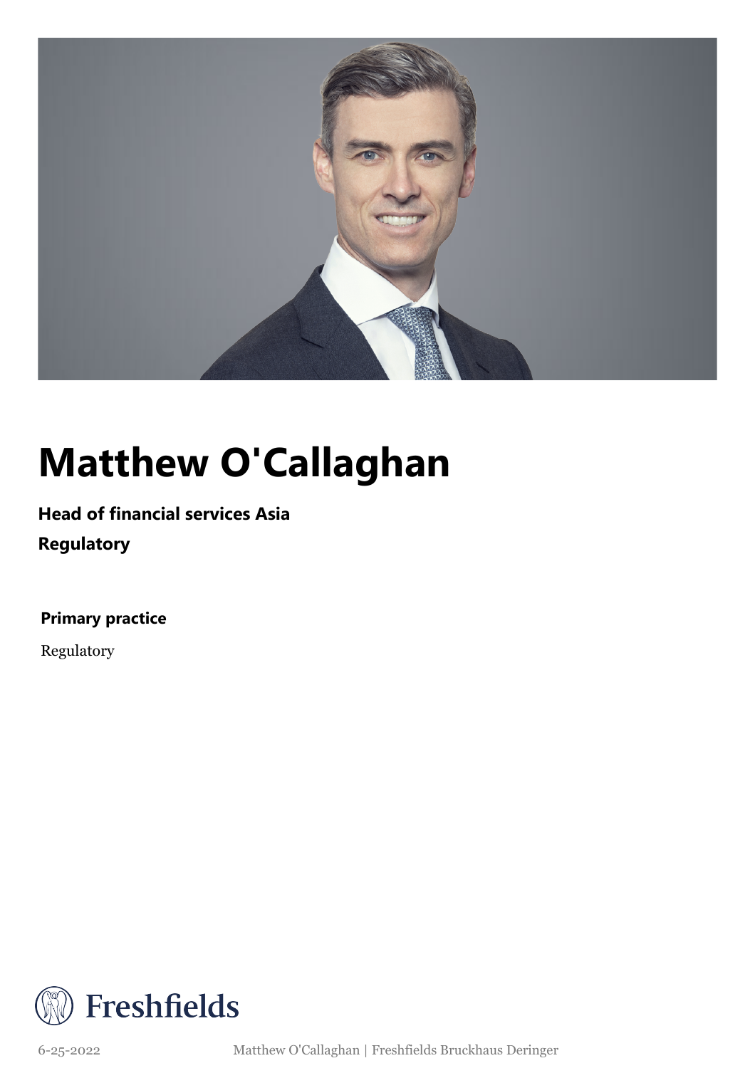# Matthew O'Callaghan

**Head of financial services Asia**

**Regulatory**

**Primary practice**

Regulatory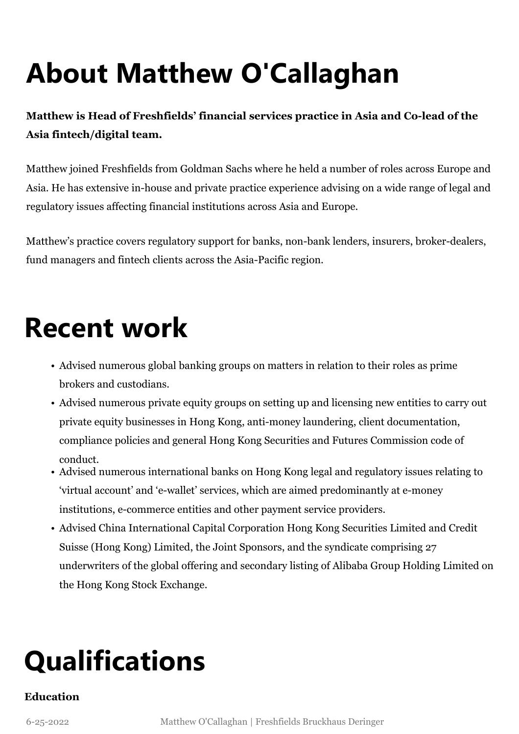# About Matthew O'Callaghan

**Matthew is Head of Freshfields' financial services practice in Asia and Co-lead of the Asia fintech/digital team.**

Matthew joined Freshfields from Goldman Sachs where he held a number of roles across Europe and Asia. He has extensive in-house and private practice experience advising on a wide range of legal and regulatory issues affecting financial institutions across Asia and Europe.

Matthew's practice covers regulatory support for banks, non-bank lenders, insurers, broker-dealers, fund managers and fintech clients across the Asia-Pacific region.

# Recent work

- Advised numerous global banking groups on matters in relation to their roles as prime brokers and custodians.
- Advised numerous private equity groups on setting up and licensing new entities to carry out private equity businesses in Hong Kong, anti-money laundering, client documentation, compliance policies and general Hong Kong Securities and Futures Commission code of conduct.
- Advised numerous international banks on Hong Kong legal and regulatory issues relating to 'virtual account' and 'e-wallet' services, which are aimed predominantly at e-money institutions, e-commerce entities and other payment service providers.
- Advised China International Capital Corporation Hong Kong Securities Limited and Credit Suisse (Hong Kong) Limited, the Joint Sponsors, and the syndicate comprising 27 underwriters of the global offering and secondary listing of Alibaba Group Holding Limited on the Hong Kong Stock Exchange.

# Qualifications

**Education**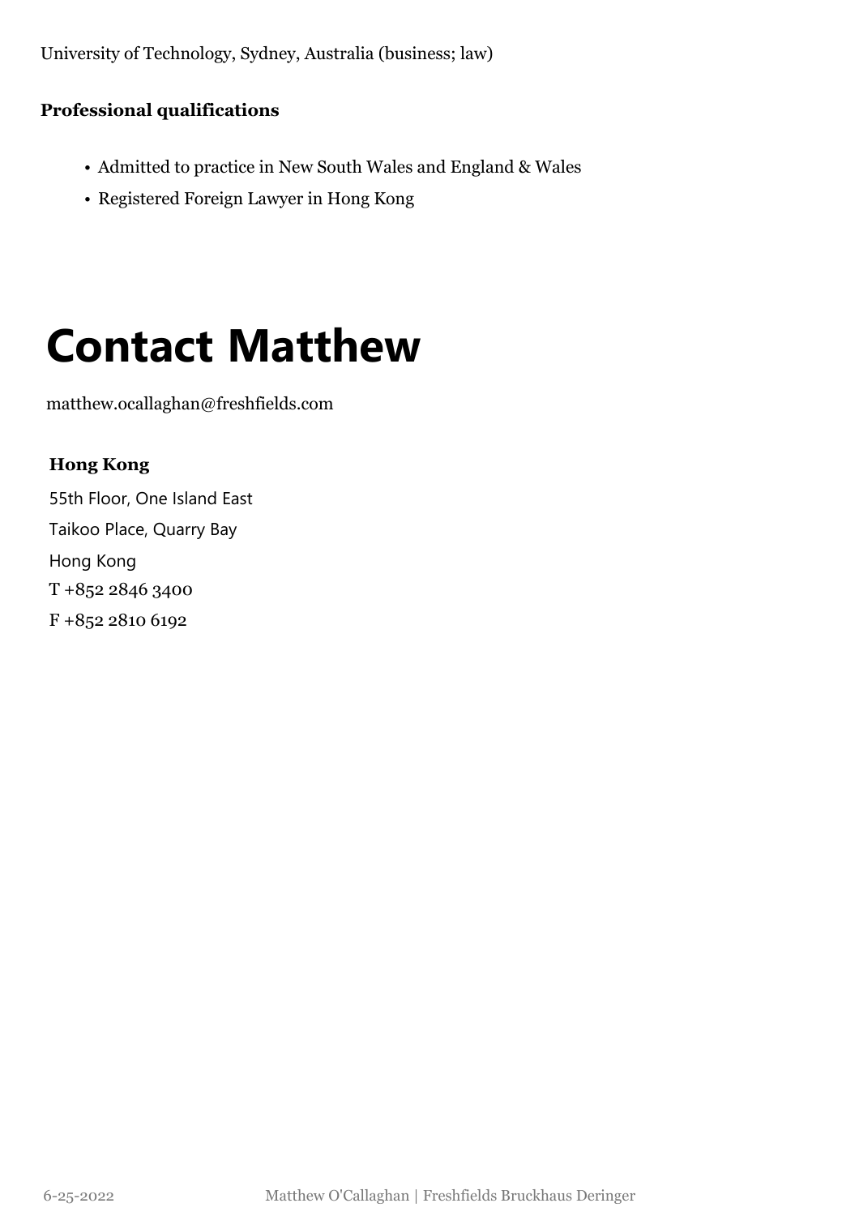University of Technology, Sydney, Australia (business; law)

**Professional qualifications**

- Admitted to practice in New South Wales and England & Wales
- Registered Foreign Lawyer in Hong Kong

# Contact Matthew

matthew.ocallaghan@freshfields.com

**Hong Kong**

55th Floor, One Island East

Taikoo Place, Quarry Bay

Hong Kong

T +852 2846 3400

F +852 2810 6192